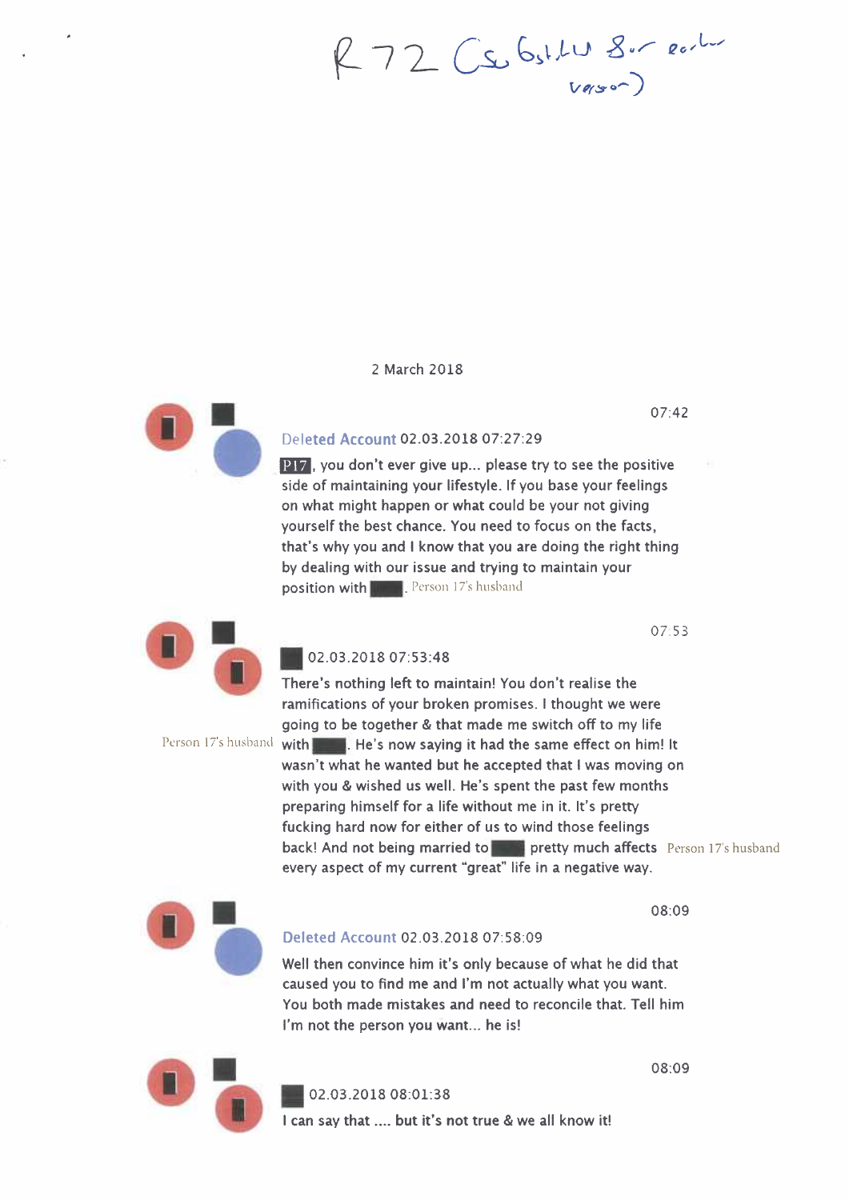R72 (Sub 6 ... 8 ... earlier version)

2 March 2018

07:42

Deleted Account 02.03.2018 07:27:29

P17, you don't ever give up... please try to see the positive side of maintaining your lifestyle. If you base your feelings on what might happen or what could be your not giving yourself the best chance. You need to focus on the facts, that's why you and I know that you are doing the right thing by dealing with our issue and trying to maintain your position with ███. Person 17's husband

07:53

███ 02.03.2018 07:53:48

There's nothing left to maintain! You don't realise the ramifications of your broken promises. I thought we were going to be together & that made me switch off to my life with ███. Person 17's husband He's now saying it had the same effect on him! It wasn't what he wanted but he accepted that I was moving on with you & wished us well. He's spent the past few months preparing himself for a life without me in it. It's pretty fucking hard now for either of us to wind those feelings back! And not being married to ███ Person 17's husband pretty much affects every aspect of my current "great" life in a negative way.

08:09

Deleted Account 02.03.2018 07:58:09

Well then convince him it's only because of what he did that caused you to find me and I'm not actually what you want. You both made mistakes and need to reconcile that. Tell him I'm not the person you want... he is!

08:09

███ 02.03.2018 08:01:38

I can say that .... but it's not true & we all know it!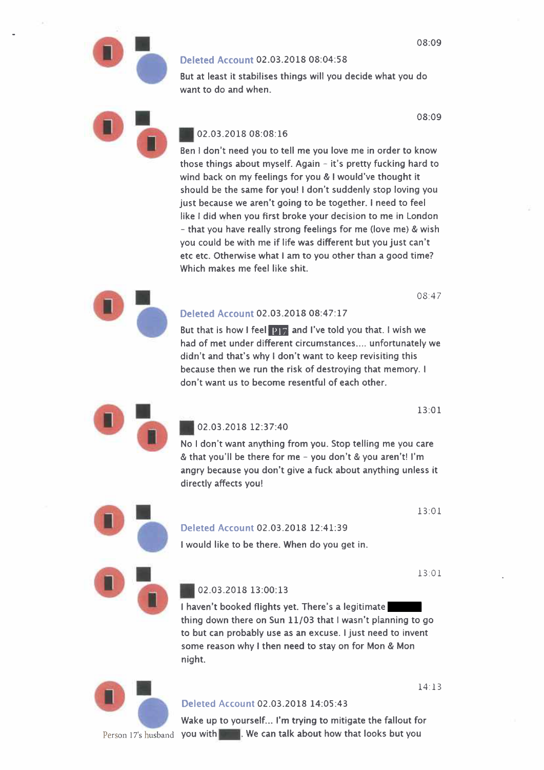08:09

**Deleted Account** 02.03.2018 08:04:58

But at least it stabilises things will you decide what you do want to do and when.

08:09

█ 02.03.2018 08:08:16

Ben I don't need you to tell me you love me in order to know those things about myself. Again – it's pretty fucking hard to wind back on my feelings for you & I would've thought it should be the same for you! I don't suddenly stop loving you just because we aren't going to be together. I need to feel like I did when you first broke your decision to me in London – that you have really strong feelings for me (love me) & wish you could be with me if life was different but you just can't etc etc. Otherwise what I am to you other than a good time? Which makes me feel like shit.

08:47

**Deleted Account** 02.03.2018 08:47:17

But that is how I feel P17 and I've told you that. I wish we had of met under different circumstances.... unfortunately we didn't and that's why I don't want to keep revisiting this because then we run the risk of destroying that memory. I don't want us to become resentful of each other.

13:01

█ 02.03.2018 12:37:40

No I don't want anything from you. Stop telling me you care & that you'll be there for me – you don't & you aren't! I'm angry because you don't give a fuck about anything unless it directly affects you!

13:01

**Deleted Account** 02.03.2018 12:41:39

I would like to be there. When do you get in.

13:01

█ 02.03.2018 13:00:13

I haven't booked flights yet. There's a legitimate █ thing down there on Sun 11/03 that I wasn't planning to go to but can probably use as an excuse. I just need to invent some reason why I then need to stay on for Mon & Mon night.

14:13

**Deleted Account** 02.03.2018 14:05:43

Wake up to yourself... I'm trying to mitigate the fallout for you with █. We can talk about how that looks but you

Person 17's husband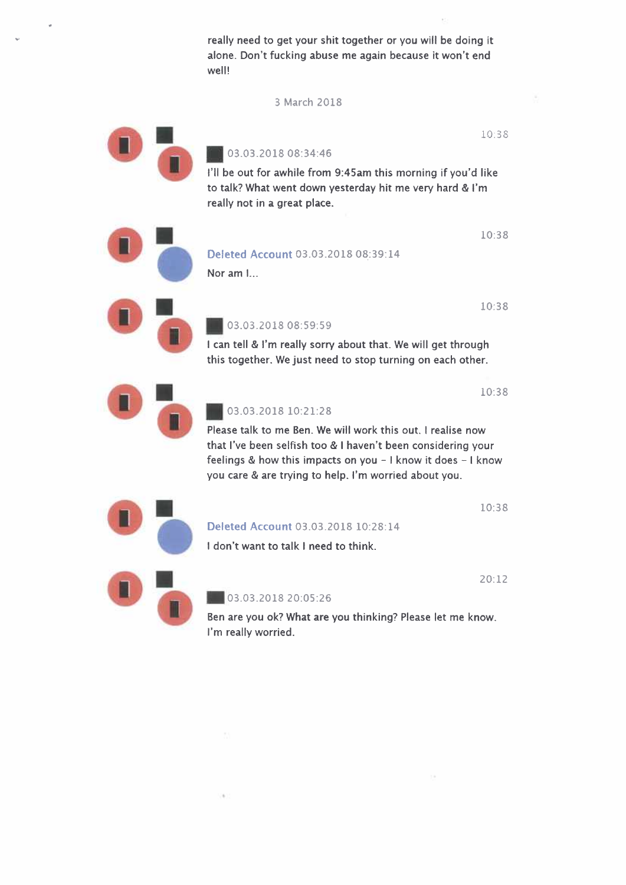really need to get your shit together or you will be doing it alone. Don't fucking abuse me again because it won't end well!

3 March 2018

10:38

03.03.2018 08:34:46

I'll be out for awhile from 9:45am this morning if you'd like to talk? What went down yesterday hit me very hard & I'm really not in a great place.

10:38

Deleted Account 03.03.2018 08:39:14

Nor am I...

10:38

03.03.2018 08:59:59

I can tell & I'm really sorry about that. We will get through this together. We just need to stop turning on each other.

10:38

03.03.2018 10:21:28

Please talk to me Ben. We will work this out. I realise now that I've been selfish too & I haven't been considering your feelings & how this impacts on you – I know it does – I know you care & are trying to help. I'm worried about you.

10:38

Deleted Account 03.03.2018 10:28:14

I don't want to talk I need to think.

20:12

03.03.2018 20:05:26

Ben are you ok? What are you thinking? Please let me know. I'm really worried.